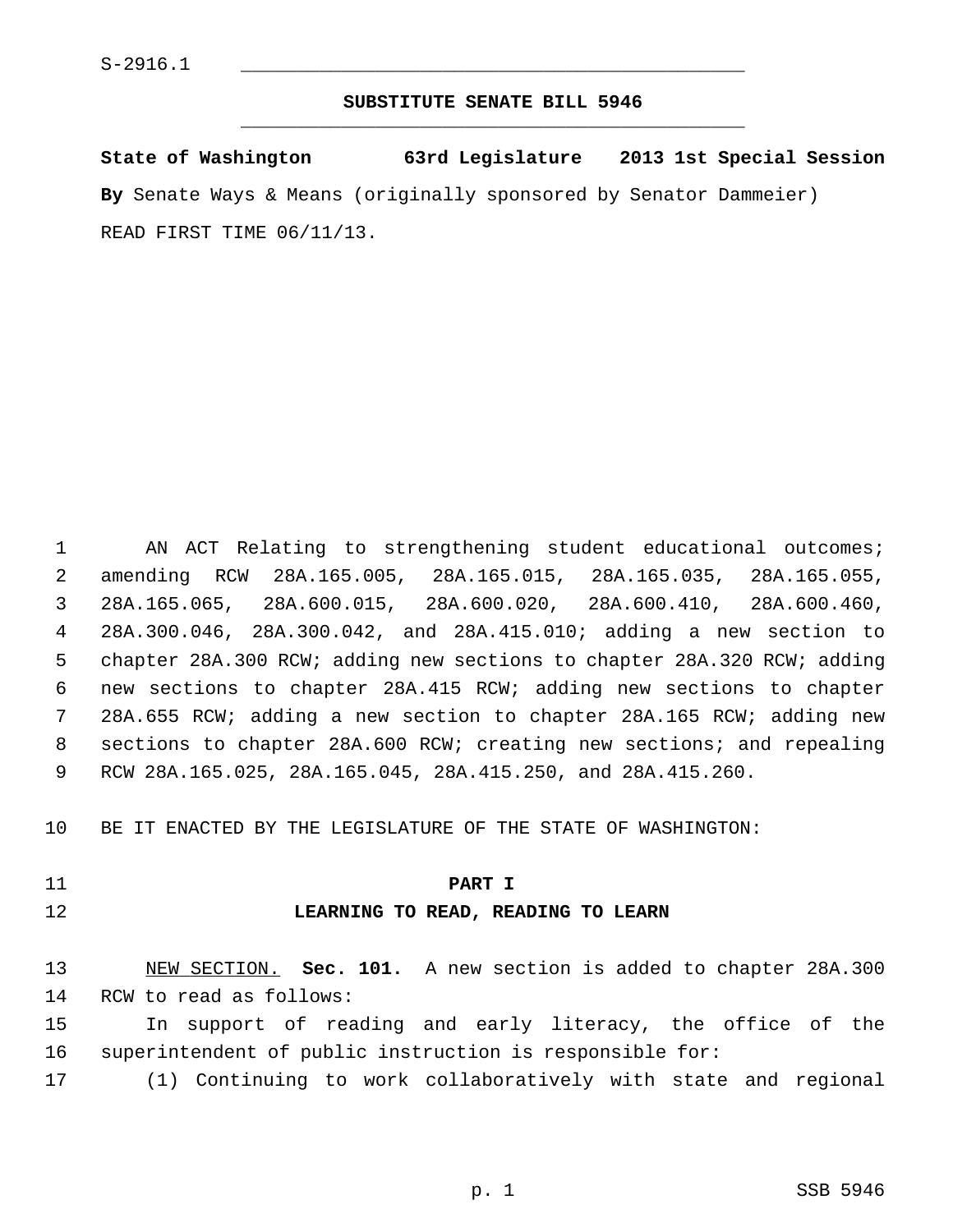S-2916.1

# SUBSTITUTE SENATE BILL 5946

**State of Washington 63rd Legislature 2013 1st Special Session**

**By** Senate Ways & Means (originally sponsored by Senator Dammeier)

READ FIRST TIME 06/11/13.

AN ACT Relating to strengthening student educational outcomes; amending RCW 28A.165.005, 28A.165.015, 28A.165.035, 28A.165.055, 28A.165.065, 28A.600.015, 28A.600.020, 28A.600.410, 28A.600.460, 28A.300.046, 28A.300.042, and 28A.415.010; adding a new section to chapter 28A.300 RCW; adding new sections to chapter 28A.320 RCW; adding new sections to chapter 28A.415 RCW; adding new sections to chapter 28A.655 RCW; adding a new section to chapter 28A.165 RCW; adding new sections to chapter 28A.600 RCW; creating new sections; and repealing RCW 28A.165.025, 28A.165.045, 28A.415.250, and 28A.415.260.

BE IT ENACTED BY THE LEGISLATURE OF THE STATE OF WASHINGTON:

## PART I
## LEARNING TO READ, READING TO LEARN

NEW SECTION. **Sec. 101.** A new section is added to chapter 28A.300 RCW to read as follows:

In support of reading and early literacy, the office of the superintendent of public instruction is responsible for:

(1) Continuing to work collaboratively with state and regional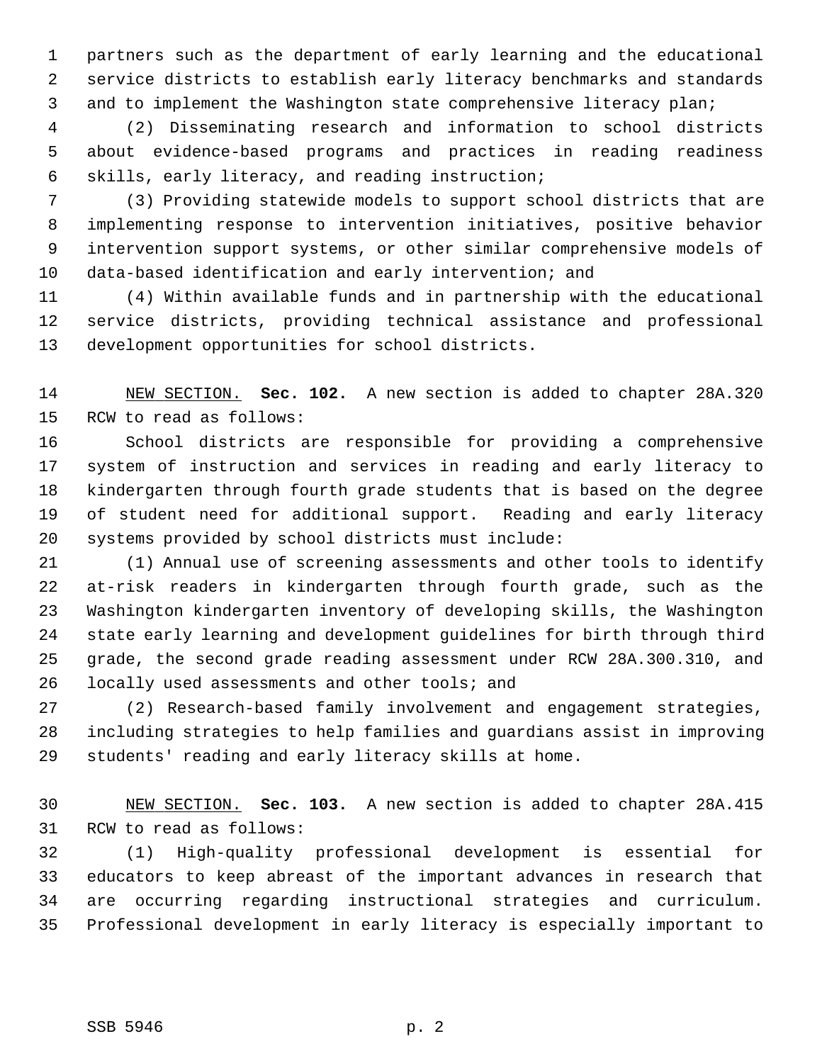partners such as the department of early learning and the educational service districts to establish early literacy benchmarks and standards and to implement the Washington state comprehensive literacy plan;

(2) Disseminating research and information to school districts about evidence-based programs and practices in reading readiness skills, early literacy, and reading instruction;

(3) Providing statewide models to support school districts that are implementing response to intervention initiatives, positive behavior intervention support systems, or other similar comprehensive models of data-based identification and early intervention; and

(4) Within available funds and in partnership with the educational service districts, providing technical assistance and professional development opportunities for school districts.

NEW SECTION. **Sec. 102.** A new section is added to chapter 28A.320 RCW to read as follows:

School districts are responsible for providing a comprehensive system of instruction and services in reading and early literacy to kindergarten through fourth grade students that is based on the degree of student need for additional support. Reading and early literacy systems provided by school districts must include:

(1) Annual use of screening assessments and other tools to identify at-risk readers in kindergarten through fourth grade, such as the Washington kindergarten inventory of developing skills, the Washington state early learning and development guidelines for birth through third grade, the second grade reading assessment under RCW 28A.300.310, and locally used assessments and other tools; and

(2) Research-based family involvement and engagement strategies, including strategies to help families and guardians assist in improving students' reading and early literacy skills at home.

NEW SECTION. **Sec. 103.** A new section is added to chapter 28A.415 RCW to read as follows:

(1) High-quality professional development is essential for educators to keep abreast of the important advances in research that are occurring regarding instructional strategies and curriculum. Professional development in early literacy is especially important to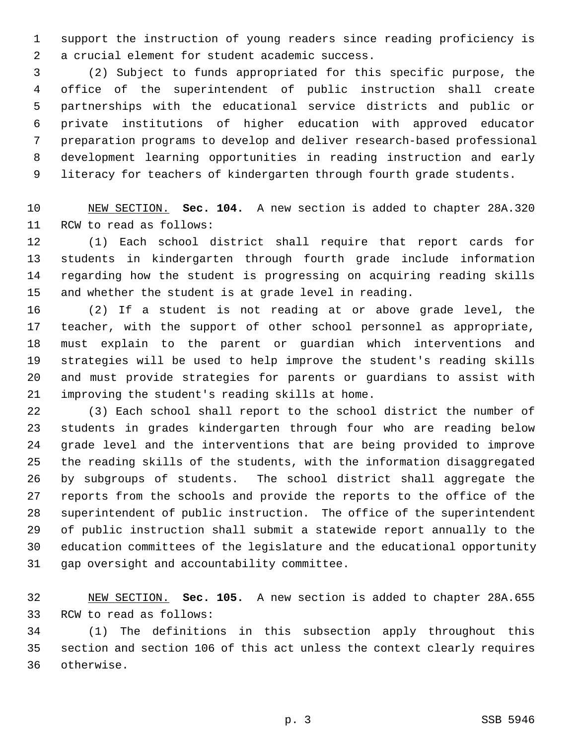support the instruction of young readers since reading proficiency is a crucial element for student academic success.

(2) Subject to funds appropriated for this specific purpose, the office of the superintendent of public instruction shall create partnerships with the educational service districts and public or private institutions of higher education with approved educator preparation programs to develop and deliver research-based professional development learning opportunities in reading instruction and early literacy for teachers of kindergarten through fourth grade students.

NEW SECTION. **Sec. 104.** A new section is added to chapter 28A.320 RCW to read as follows:

(1) Each school district shall require that report cards for students in kindergarten through fourth grade include information regarding how the student is progressing on acquiring reading skills and whether the student is at grade level in reading.

(2) If a student is not reading at or above grade level, the teacher, with the support of other school personnel as appropriate, must explain to the parent or guardian which interventions and strategies will be used to help improve the student's reading skills and must provide strategies for parents or guardians to assist with improving the student's reading skills at home.

(3) Each school shall report to the school district the number of students in grades kindergarten through four who are reading below grade level and the interventions that are being provided to improve the reading skills of the students, with the information disaggregated by subgroups of students. The school district shall aggregate the reports from the schools and provide the reports to the office of the superintendent of public instruction. The office of the superintendent of public instruction shall submit a statewide report annually to the education committees of the legislature and the educational opportunity gap oversight and accountability committee.

NEW SECTION. **Sec. 105.** A new section is added to chapter 28A.655 RCW to read as follows:

(1) The definitions in this subsection apply throughout this section and section 106 of this act unless the context clearly requires otherwise.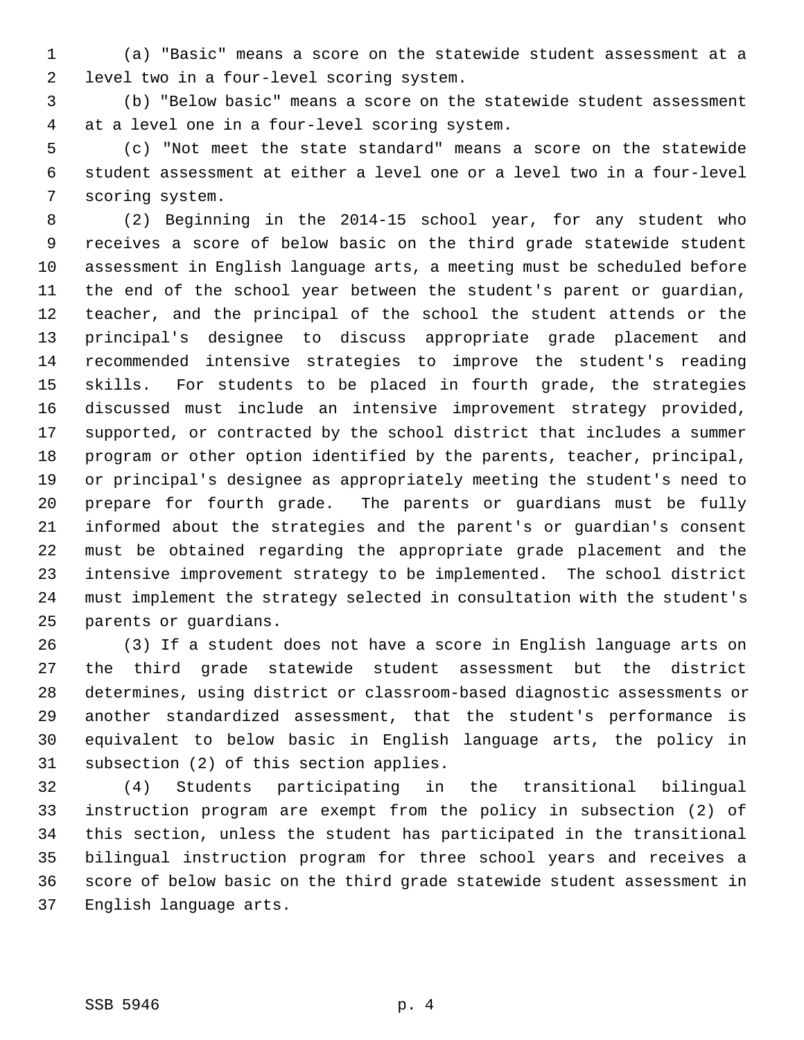(a) "Basic" means a score on the statewide student assessment at a level two in a four-level scoring system.

(b) "Below basic" means a score on the statewide student assessment at a level one in a four-level scoring system.

(c) "Not meet the state standard" means a score on the statewide student assessment at either a level one or a level two in a four-level scoring system.

(2) Beginning in the 2014-15 school year, for any student who receives a score of below basic on the third grade statewide student assessment in English language arts, a meeting must be scheduled before the end of the school year between the student's parent or guardian, teacher, and the principal of the school the student attends or the principal's designee to discuss appropriate grade placement and recommended intensive strategies to improve the student's reading skills. For students to be placed in fourth grade, the strategies discussed must include an intensive improvement strategy provided, supported, or contracted by the school district that includes a summer program or other option identified by the parents, teacher, principal, or principal's designee as appropriately meeting the student's need to prepare for fourth grade. The parents or guardians must be fully informed about the strategies and the parent's or guardian's consent must be obtained regarding the appropriate grade placement and the intensive improvement strategy to be implemented. The school district must implement the strategy selected in consultation with the student's parents or guardians.

(3) If a student does not have a score in English language arts on the third grade statewide student assessment but the district determines, using district or classroom-based diagnostic assessments or another standardized assessment, that the student's performance is equivalent to below basic in English language arts, the policy in subsection (2) of this section applies.

(4) Students participating in the transitional bilingual instruction program are exempt from the policy in subsection (2) of this section, unless the student has participated in the transitional bilingual instruction program for three school years and receives a score of below basic on the third grade statewide student assessment in English language arts.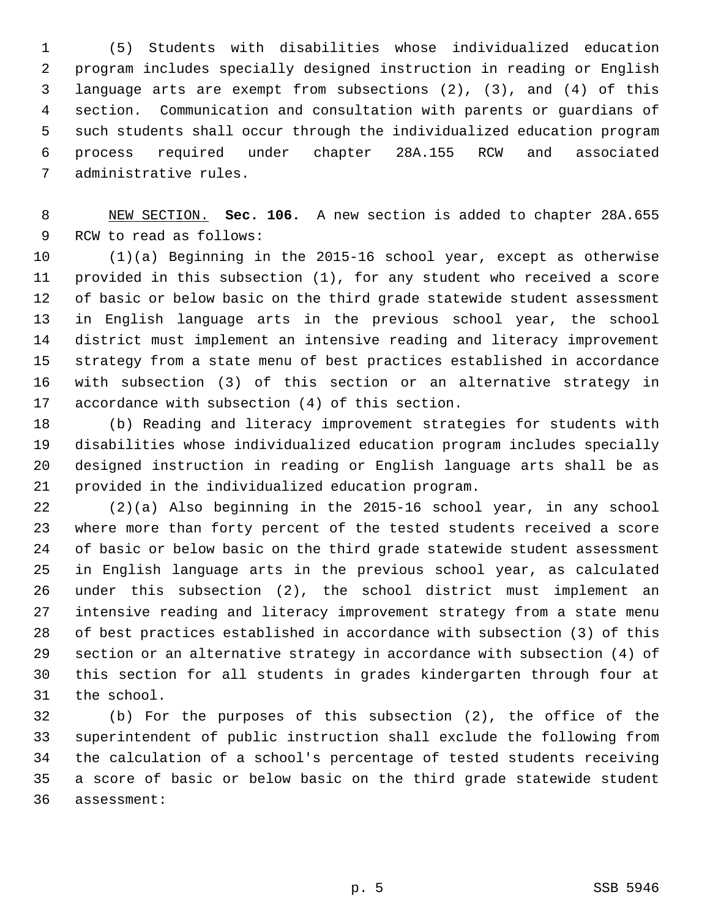(5) Students with disabilities whose individualized education program includes specially designed instruction in reading or English language arts are exempt from subsections (2), (3), and (4) of this section. Communication and consultation with parents or guardians of such students shall occur through the individualized education program process required under chapter 28A.155 RCW and associated administrative rules.

NEW SECTION. **Sec. 106.** A new section is added to chapter 28A.655 RCW to read as follows:

(1)(a) Beginning in the 2015-16 school year, except as otherwise provided in this subsection (1), for any student who received a score of basic or below basic on the third grade statewide student assessment in English language arts in the previous school year, the school district must implement an intensive reading and literacy improvement strategy from a state menu of best practices established in accordance with subsection (3) of this section or an alternative strategy in accordance with subsection (4) of this section.

(b) Reading and literacy improvement strategies for students with disabilities whose individualized education program includes specially designed instruction in reading or English language arts shall be as provided in the individualized education program.

(2)(a) Also beginning in the 2015-16 school year, in any school where more than forty percent of the tested students received a score of basic or below basic on the third grade statewide student assessment in English language arts in the previous school year, as calculated under this subsection (2), the school district must implement an intensive reading and literacy improvement strategy from a state menu of best practices established in accordance with subsection (3) of this section or an alternative strategy in accordance with subsection (4) of this section for all students in grades kindergarten through four at the school.

(b) For the purposes of this subsection (2), the office of the superintendent of public instruction shall exclude the following from the calculation of a school's percentage of tested students receiving a score of basic or below basic on the third grade statewide student assessment: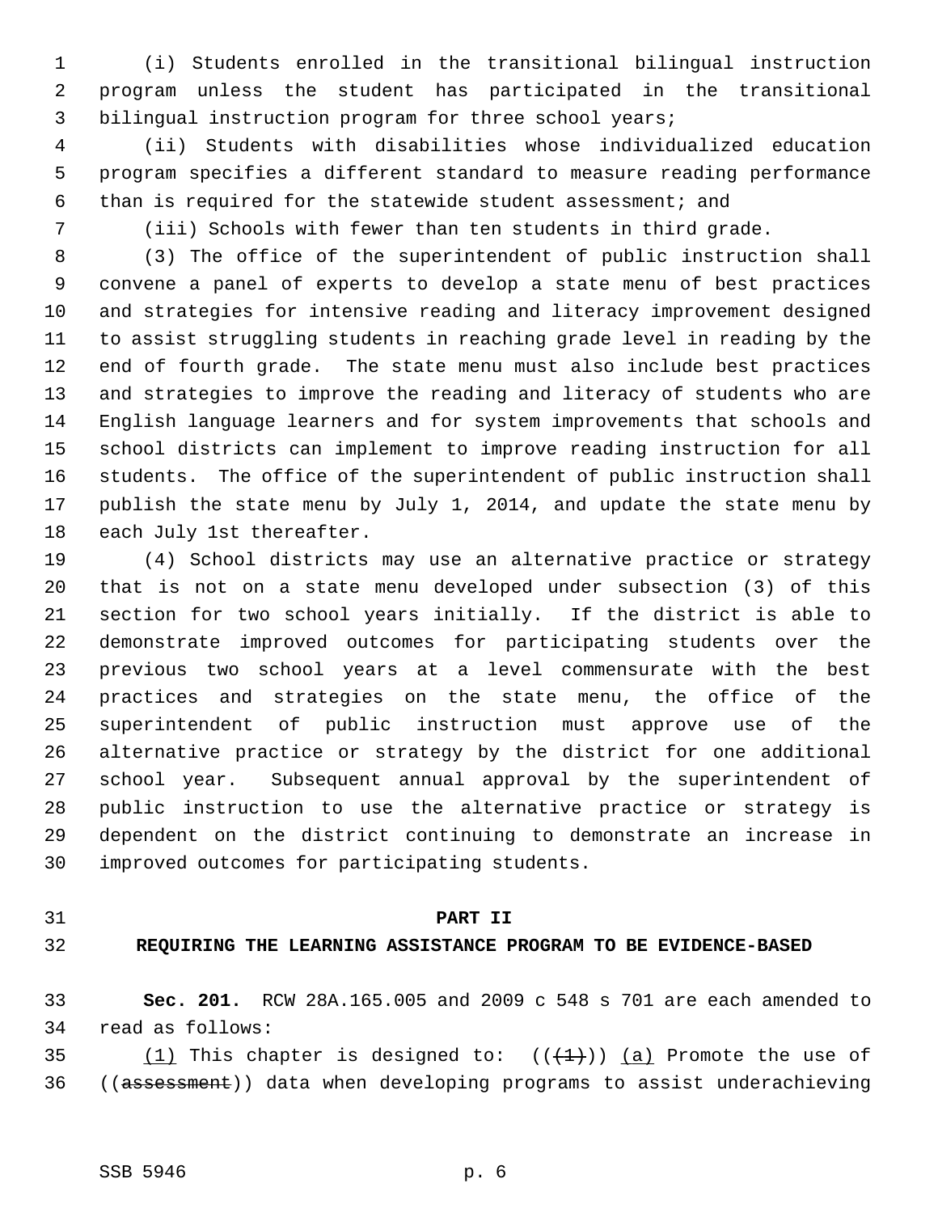(i) Students enrolled in the transitional bilingual instruction program unless the student has participated in the transitional bilingual instruction program for three school years;

(ii) Students with disabilities whose individualized education program specifies a different standard to measure reading performance than is required for the statewide student assessment; and

(iii) Schools with fewer than ten students in third grade.

(3) The office of the superintendent of public instruction shall convene a panel of experts to develop a state menu of best practices and strategies for intensive reading and literacy improvement designed to assist struggling students in reaching grade level in reading by the end of fourth grade. The state menu must also include best practices and strategies to improve the reading and literacy of students who are English language learners and for system improvements that schools and school districts can implement to improve reading instruction for all students. The office of the superintendent of public instruction shall publish the state menu by July 1, 2014, and update the state menu by each July 1st thereafter.

(4) School districts may use an alternative practice or strategy that is not on a state menu developed under subsection (3) of this section for two school years initially. If the district is able to demonstrate improved outcomes for participating students over the previous two school years at a level commensurate with the best practices and strategies on the state menu, the office of the superintendent of public instruction must approve use of the alternative practice or strategy by the district for one additional school year. Subsequent annual approval by the superintendent of public instruction to use the alternative practice or strategy is dependent on the district continuing to demonstrate an increase in improved outcomes for participating students.

## PART II
## REQUIRING THE LEARNING ASSISTANCE PROGRAM TO BE EVIDENCE-BASED

**Sec. 201.** RCW 28A.165.005 and 2009 c 548 s 701 are each amended to read as follows:

(1) This chapter is designed to: (((1))) (a) Promote the use of ((assessment)) data when developing programs to assist underachieving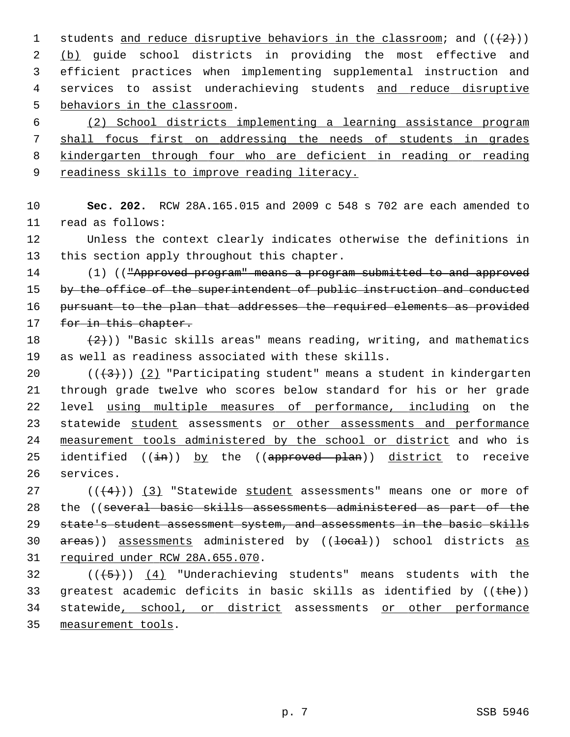students and reduce disruptive behaviors in the classroom; and (((2))) (b) guide school districts in providing the most effective and efficient practices when implementing supplemental instruction and services to assist underachieving students and reduce disruptive behaviors in the classroom.

(2) School districts implementing a learning assistance program shall focus first on addressing the needs of students in grades kindergarten through four who are deficient in reading or reading readiness skills to improve reading literacy.

**Sec. 202.** RCW 28A.165.015 and 2009 c 548 s 702 are each amended to read as follows:

Unless the context clearly indicates otherwise the definitions in this section apply throughout this chapter.

(1) (("Approved program" means a program submitted to and approved by the office of the superintendent of public instruction and conducted pursuant to the plan that addresses the required elements as provided for in this chapter.

(2))) "Basic skills areas" means reading, writing, and mathematics as well as readiness associated with these skills.

(((3))) (2) "Participating student" means a student in kindergarten through grade twelve who scores below standard for his or her grade level using multiple measures of performance, including on the statewide student assessments or other assessments and performance measurement tools administered by the school or district and who is identified ((in)) by the ((approved plan)) district to receive services.

(((4))) (3) "Statewide student assessments" means one or more of the ((several basic skills assessments administered as part of the state's student assessment system, and assessments in the basic skills areas)) assessments administered by ((local)) school districts as required under RCW 28A.655.070.

(((5))) (4) "Underachieving students" means students with the greatest academic deficits in basic skills as identified by ((the)) statewide, school, or district assessments or other performance measurement tools.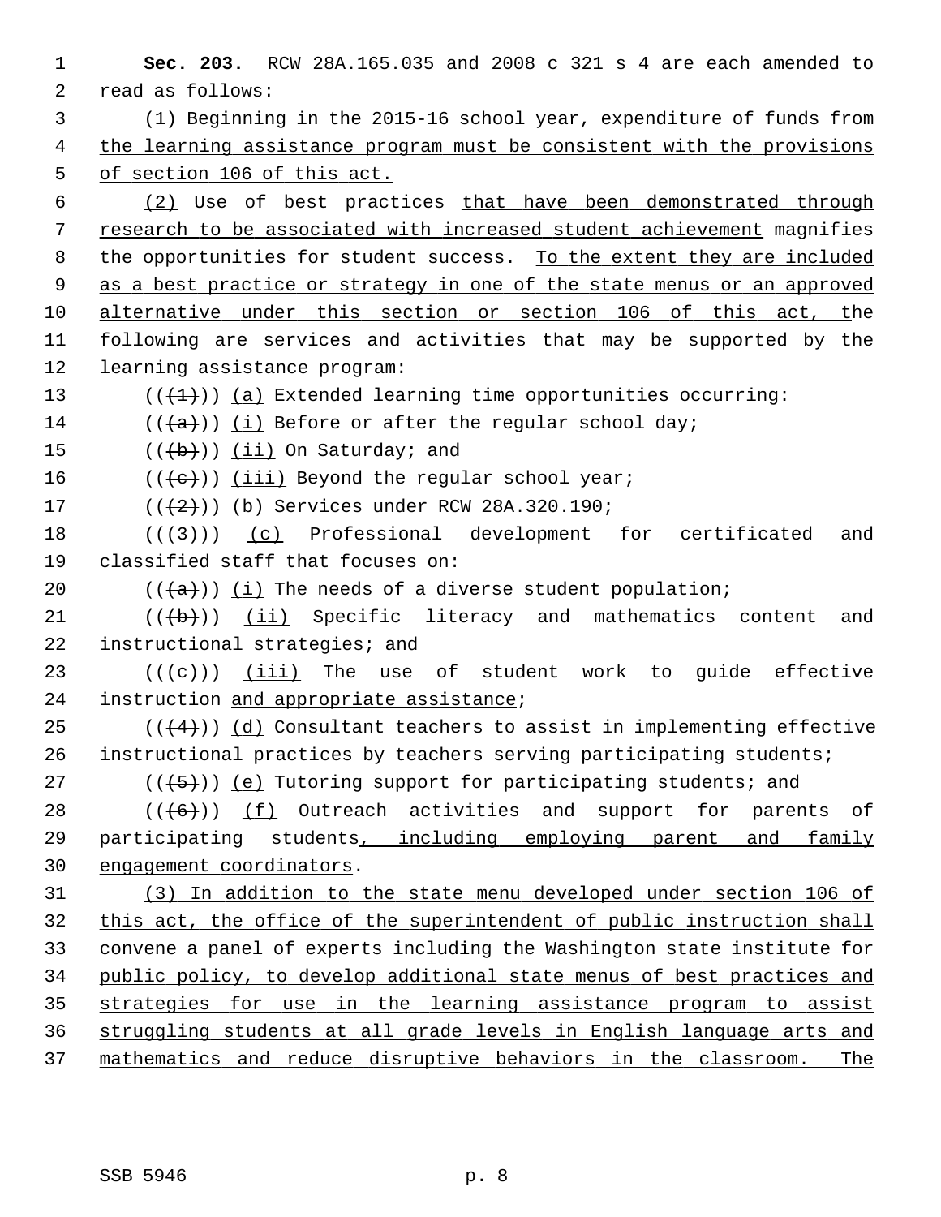**Sec. 203.** RCW 28A.165.035 and 2008 c 321 s 4 are each amended to read as follows:

(1) Beginning in the 2015-16 school year, expenditure of funds from the learning assistance program must be consistent with the provisions of section 106 of this act.

(2) Use of best practices that have been demonstrated through research to be associated with increased student achievement magnifies the opportunities for student success. To the extent they are included as a best practice or strategy in one of the state menus or an approved alternative under this section or section 106 of this act, the following are services and activities that may be supported by the learning assistance program:

(((1))) (a) Extended learning time opportunities occurring:

(((a))) (i) Before or after the regular school day;

(((b))) (ii) On Saturday; and

(((c))) (iii) Beyond the regular school year;

(((2))) (b) Services under RCW 28A.320.190;

(((3))) (c) Professional development for certificated and classified staff that focuses on:

(((a))) (i) The needs of a diverse student population;

(((b))) (ii) Specific literacy and mathematics content and instructional strategies; and

(((c))) (iii) The use of student work to guide effective instruction and appropriate assistance;

(((4))) (d) Consultant teachers to assist in implementing effective instructional practices by teachers serving participating students;

(((5))) (e) Tutoring support for participating students; and

(((6))) (f) Outreach activities and support for parents of participating students, including employing parent and family engagement coordinators.

(3) In addition to the state menu developed under section 106 of this act, the office of the superintendent of public instruction shall convene a panel of experts including the Washington state institute for public policy, to develop additional state menus of best practices and strategies for use in the learning assistance program to assist struggling students at all grade levels in English language arts and mathematics and reduce disruptive behaviors in the classroom. The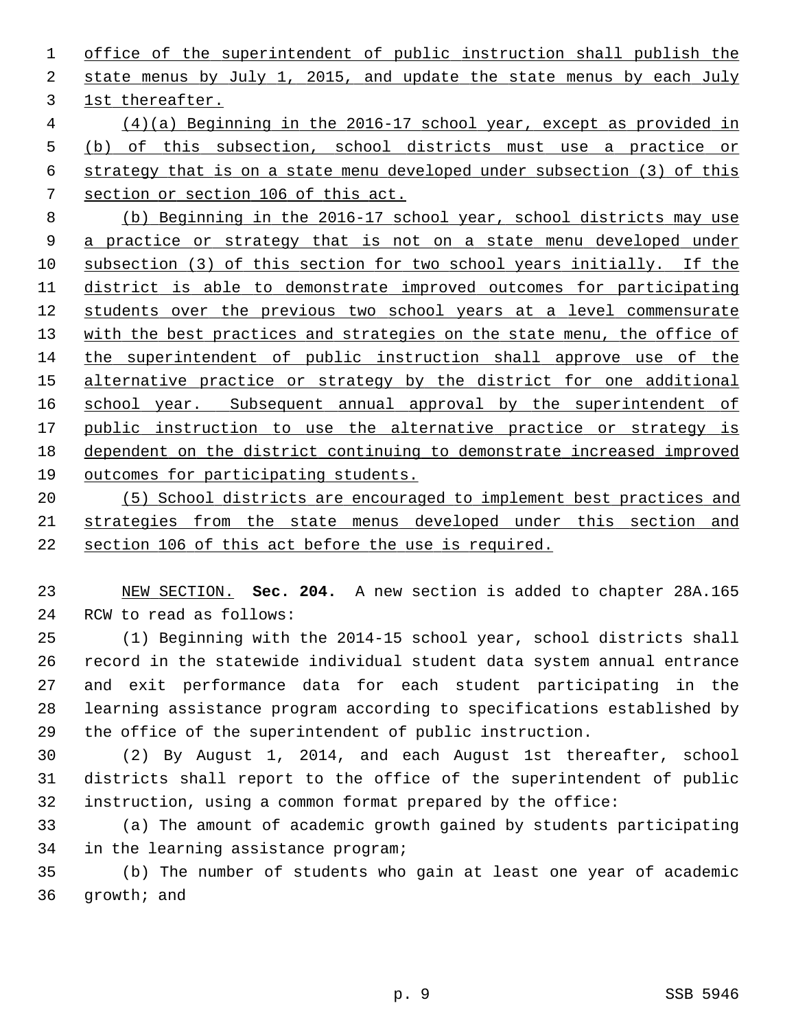office of the superintendent of public instruction shall publish the state menus by July 1, 2015, and update the state menus by each July 1st thereafter.

(4)(a) Beginning in the 2016-17 school year, except as provided in (b) of this subsection, school districts must use a practice or strategy that is on a state menu developed under subsection (3) of this section or section 106 of this act.

(b) Beginning in the 2016-17 school year, school districts may use a practice or strategy that is not on a state menu developed under subsection (3) of this section for two school years initially. If the district is able to demonstrate improved outcomes for participating students over the previous two school years at a level commensurate with the best practices and strategies on the state menu, the office of the superintendent of public instruction shall approve use of the alternative practice or strategy by the district for one additional school year. Subsequent annual approval by the superintendent of public instruction to use the alternative practice or strategy is dependent on the district continuing to demonstrate increased improved outcomes for participating students.

(5) School districts are encouraged to implement best practices and strategies from the state menus developed under this section and section 106 of this act before the use is required.

NEW SECTION. **Sec. 204.** A new section is added to chapter 28A.165 RCW to read as follows:

(1) Beginning with the 2014-15 school year, school districts shall record in the statewide individual student data system annual entrance and exit performance data for each student participating in the learning assistance program according to specifications established by the office of the superintendent of public instruction.

(2) By August 1, 2014, and each August 1st thereafter, school districts shall report to the office of the superintendent of public instruction, using a common format prepared by the office:

(a) The amount of academic growth gained by students participating in the learning assistance program;

(b) The number of students who gain at least one year of academic growth; and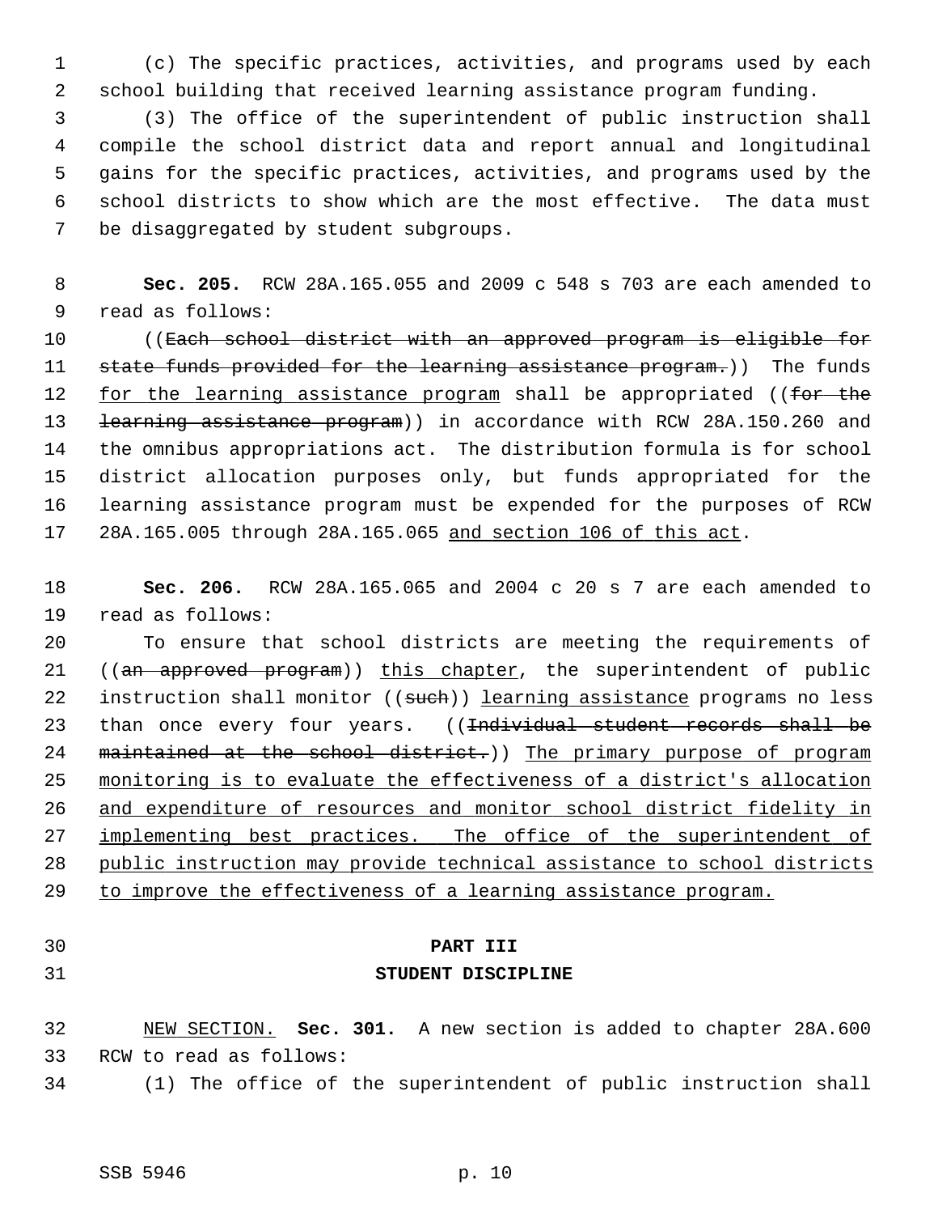(c) The specific practices, activities, and programs used by each school building that received learning assistance program funding.

(3) The office of the superintendent of public instruction shall compile the school district data and report annual and longitudinal gains for the specific practices, activities, and programs used by the school districts to show which are the most effective. The data must be disaggregated by student subgroups.

**Sec. 205.** RCW 28A.165.055 and 2009 c 548 s 703 are each amended to read as follows:

((~~Each school district with an approved program is eligible for state funds provided for the learning assistance program.~~)) The funds for the learning assistance program shall be appropriated ((~~for the learning assistance program~~)) in accordance with RCW 28A.150.260 and the omnibus appropriations act. The distribution formula is for school district allocation purposes only, but funds appropriated for the learning assistance program must be expended for the purposes of RCW 28A.165.005 through 28A.165.065 and section 106 of this act.

**Sec. 206.** RCW 28A.165.065 and 2004 c 20 s 7 are each amended to read as follows:

To ensure that school districts are meeting the requirements of ((~~an approved program~~)) this chapter, the superintendent of public instruction shall monitor ((~~such~~)) learning assistance programs no less than once every four years. ((~~Individual student records shall be maintained at the school district.~~)) The primary purpose of program monitoring is to evaluate the effectiveness of a district's allocation and expenditure of resources and monitor school district fidelity in implementing best practices. The office of the superintendent of public instruction may provide technical assistance to school districts to improve the effectiveness of a learning assistance program.

## PART III
## STUDENT DISCIPLINE

NEW SECTION. **Sec. 301.** A new section is added to chapter 28A.600 RCW to read as follows:

(1) The office of the superintendent of public instruction shall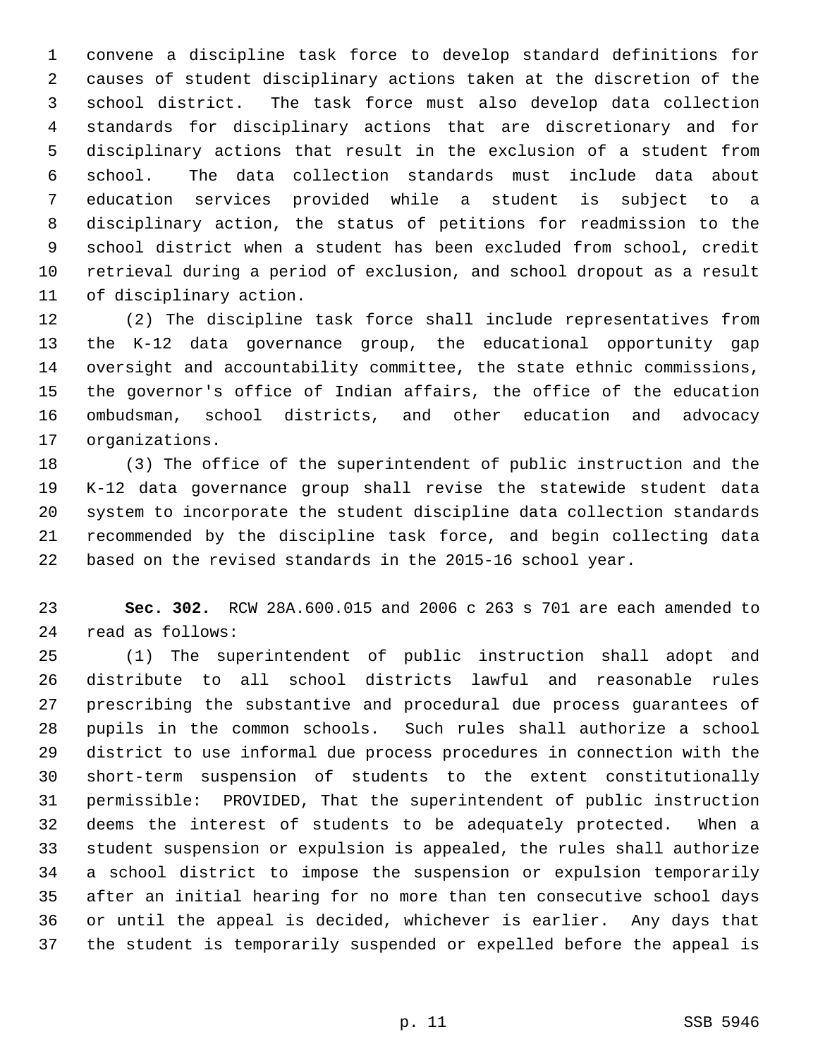convene a discipline task force to develop standard definitions for causes of student disciplinary actions taken at the discretion of the school district. The task force must also develop data collection standards for disciplinary actions that are discretionary and for disciplinary actions that result in the exclusion of a student from school. The data collection standards must include data about education services provided while a student is subject to a disciplinary action, the status of petitions for readmission to the school district when a student has been excluded from school, credit retrieval during a period of exclusion, and school dropout as a result of disciplinary action.

(2) The discipline task force shall include representatives from the K-12 data governance group, the educational opportunity gap oversight and accountability committee, the state ethnic commissions, the governor's office of Indian affairs, the office of the education ombudsman, school districts, and other education and advocacy organizations.

(3) The office of the superintendent of public instruction and the K-12 data governance group shall revise the statewide student data system to incorporate the student discipline data collection standards recommended by the discipline task force, and begin collecting data based on the revised standards in the 2015-16 school year.

**Sec. 302.** RCW 28A.600.015 and 2006 c 263 s 701 are each amended to read as follows:

(1) The superintendent of public instruction shall adopt and distribute to all school districts lawful and reasonable rules prescribing the substantive and procedural due process guarantees of pupils in the common schools. Such rules shall authorize a school district to use informal due process procedures in connection with the short-term suspension of students to the extent constitutionally permissible: PROVIDED, That the superintendent of public instruction deems the interest of students to be adequately protected. When a student suspension or expulsion is appealed, the rules shall authorize a school district to impose the suspension or expulsion temporarily after an initial hearing for no more than ten consecutive school days or until the appeal is decided, whichever is earlier. Any days that the student is temporarily suspended or expelled before the appeal is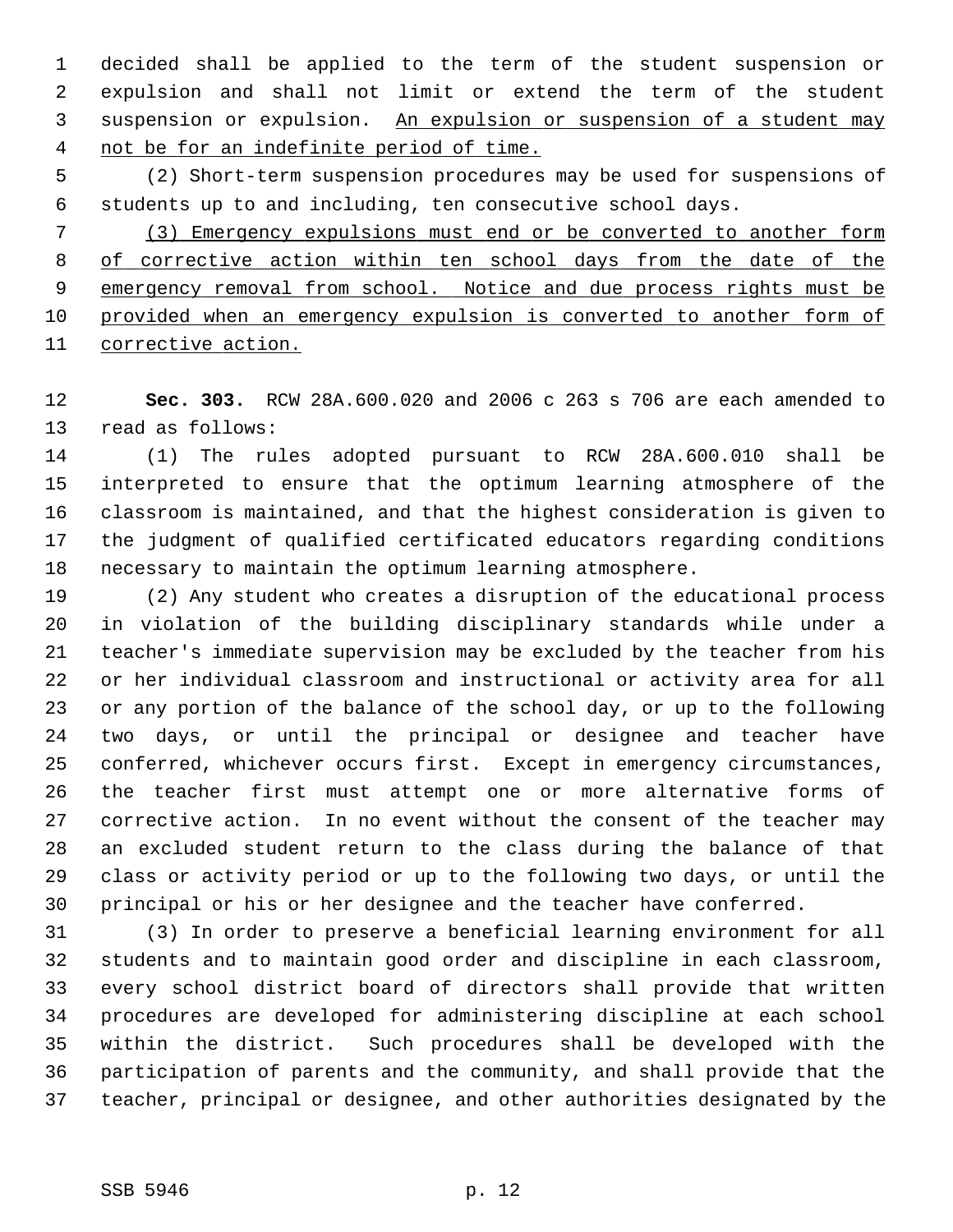decided shall be applied to the term of the student suspension or expulsion and shall not limit or extend the term of the student suspension or expulsion. <u>An expulsion or suspension of a student may not be for an indefinite period of time.</u>

(2) Short-term suspension procedures may be used for suspensions of students up to and including, ten consecutive school days.

<u>(3) Emergency expulsions must end or be converted to another form of corrective action within ten school days from the date of the emergency removal from school. Notice and due process rights must be provided when an emergency expulsion is converted to another form of corrective action.</u>

**Sec. 303.** RCW 28A.600.020 and 2006 c 263 s 706 are each amended to read as follows:

(1) The rules adopted pursuant to RCW 28A.600.010 shall be interpreted to ensure that the optimum learning atmosphere of the classroom is maintained, and that the highest consideration is given to the judgment of qualified certificated educators regarding conditions necessary to maintain the optimum learning atmosphere.

(2) Any student who creates a disruption of the educational process in violation of the building disciplinary standards while under a teacher's immediate supervision may be excluded by the teacher from his or her individual classroom and instructional or activity area for all or any portion of the balance of the school day, or up to the following two days, or until the principal or designee and teacher have conferred, whichever occurs first. Except in emergency circumstances, the teacher first must attempt one or more alternative forms of corrective action. In no event without the consent of the teacher may an excluded student return to the class during the balance of that class or activity period or up to the following two days, or until the principal or his or her designee and the teacher have conferred.

(3) In order to preserve a beneficial learning environment for all students and to maintain good order and discipline in each classroom, every school district board of directors shall provide that written procedures are developed for administering discipline at each school within the district. Such procedures shall be developed with the participation of parents and the community, and shall provide that the teacher, principal or designee, and other authorities designated by the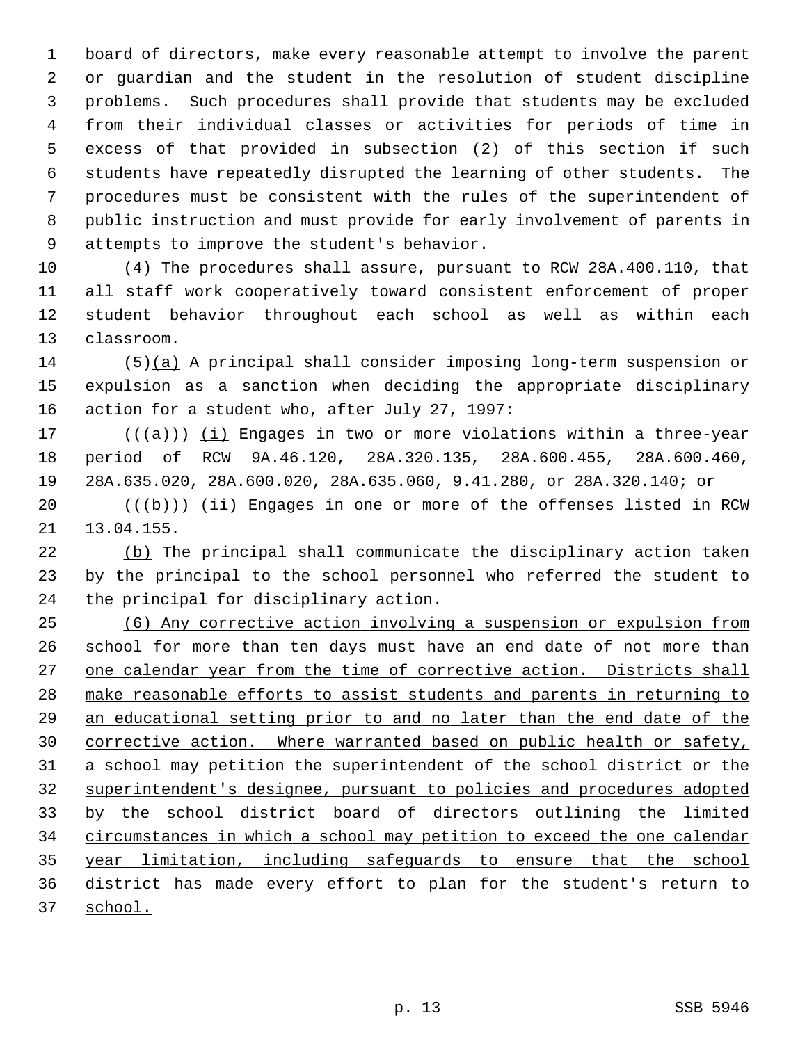board of directors, make every reasonable attempt to involve the parent or guardian and the student in the resolution of student discipline problems. Such procedures shall provide that students may be excluded from their individual classes or activities for periods of time in excess of that provided in subsection (2) of this section if such students have repeatedly disrupted the learning of other students. The procedures must be consistent with the rules of the superintendent of public instruction and must provide for early involvement of parents in attempts to improve the student's behavior.

(4) The procedures shall assure, pursuant to RCW 28A.400.110, that all staff work cooperatively toward consistent enforcement of proper student behavior throughout each school as well as within each classroom.

(5)(a) A principal shall consider imposing long-term suspension or expulsion as a sanction when deciding the appropriate disciplinary action for a student who, after July 27, 1997:

(((a))) (i) Engages in two or more violations within a three-year period of RCW 9A.46.120, 28A.320.135, 28A.600.455, 28A.600.460, 28A.635.020, 28A.600.020, 28A.635.060, 9.41.280, or 28A.320.140; or

(((b))) (ii) Engages in one or more of the offenses listed in RCW 13.04.155.

(b) The principal shall communicate the disciplinary action taken by the principal to the school personnel who referred the student to the principal for disciplinary action.

(6) Any corrective action involving a suspension or expulsion from school for more than ten days must have an end date of not more than one calendar year from the time of corrective action. Districts shall make reasonable efforts to assist students and parents in returning to an educational setting prior to and no later than the end date of the corrective action. Where warranted based on public health or safety, a school may petition the superintendent of the school district or the superintendent's designee, pursuant to policies and procedures adopted by the school district board of directors outlining the limited circumstances in which a school may petition to exceed the one calendar year limitation, including safeguards to ensure that the school district has made every effort to plan for the student's return to school.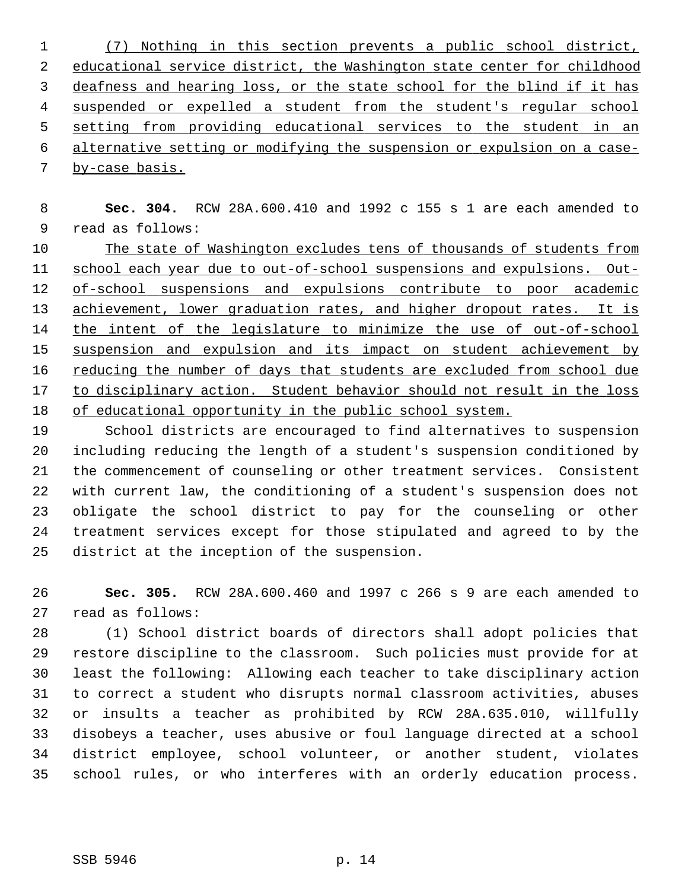(7) Nothing in this section prevents a public school district, educational service district, the Washington state center for childhood deafness and hearing loss, or the state school for the blind if it has suspended or expelled a student from the student's regular school setting from providing educational services to the student in an alternative setting or modifying the suspension or expulsion on a case-by-case basis.

**Sec. 304.** RCW 28A.600.410 and 1992 c 155 s 1 are each amended to read as follows:

The state of Washington excludes tens of thousands of students from school each year due to out-of-school suspensions and expulsions. Out-of-school suspensions and expulsions contribute to poor academic achievement, lower graduation rates, and higher dropout rates. It is the intent of the legislature to minimize the use of out-of-school suspension and expulsion and its impact on student achievement by reducing the number of days that students are excluded from school due to disciplinary action. Student behavior should not result in the loss of educational opportunity in the public school system.

School districts are encouraged to find alternatives to suspension including reducing the length of a student's suspension conditioned by the commencement of counseling or other treatment services. Consistent with current law, the conditioning of a student's suspension does not obligate the school district to pay for the counseling or other treatment services except for those stipulated and agreed to by the district at the inception of the suspension.

**Sec. 305.** RCW 28A.600.460 and 1997 c 266 s 9 are each amended to read as follows:

(1) School district boards of directors shall adopt policies that restore discipline to the classroom. Such policies must provide for at least the following: Allowing each teacher to take disciplinary action to correct a student who disrupts normal classroom activities, abuses or insults a teacher as prohibited by RCW 28A.635.010, willfully disobeys a teacher, uses abusive or foul language directed at a school district employee, school volunteer, or another student, violates school rules, or who interferes with an orderly education process.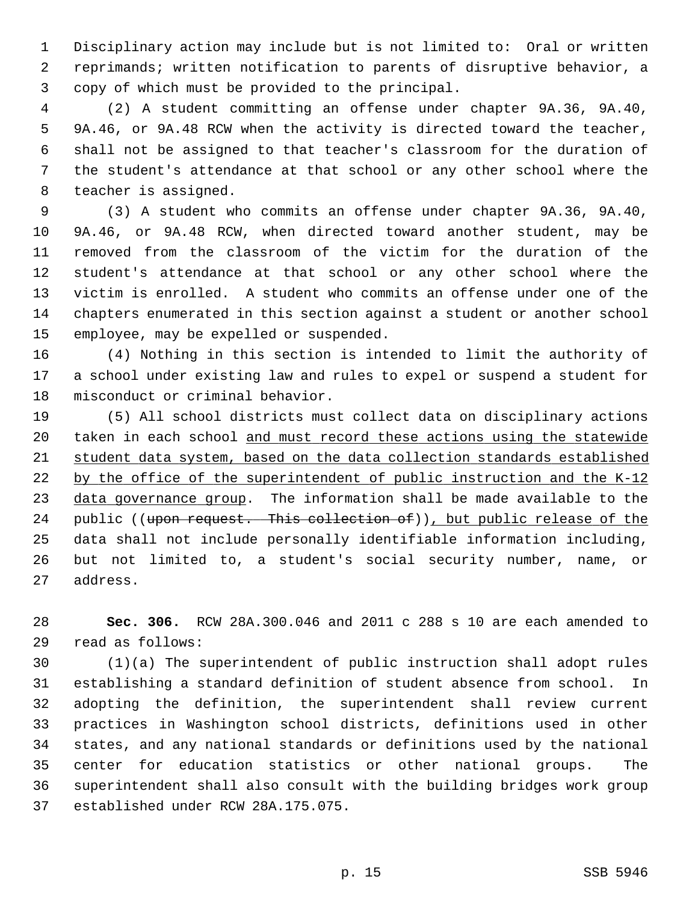Disciplinary action may include but is not limited to: Oral or written reprimands; written notification to parents of disruptive behavior, a copy of which must be provided to the principal.

(2) A student committing an offense under chapter 9A.36, 9A.40, 9A.46, or 9A.48 RCW when the activity is directed toward the teacher, shall not be assigned to that teacher's classroom for the duration of the student's attendance at that school or any other school where the teacher is assigned.

(3) A student who commits an offense under chapter 9A.36, 9A.40, 9A.46, or 9A.48 RCW, when directed toward another student, may be removed from the classroom of the victim for the duration of the student's attendance at that school or any other school where the victim is enrolled. A student who commits an offense under one of the chapters enumerated in this section against a student or another school employee, may be expelled or suspended.

(4) Nothing in this section is intended to limit the authority of a school under existing law and rules to expel or suspend a student for misconduct or criminal behavior.

(5) All school districts must collect data on disciplinary actions taken in each school <u>and must record these actions using the statewide student data system, based on the data collection standards established by the office of the superintendent of public instruction and the K-12 data governance group</u>. The information shall be made available to the public ((~~upon request. This collection of~~))<u>, but public release of the</u> data shall not include personally identifiable information including, but not limited to, a student's social security number, name, or address.

**Sec. 306.** RCW 28A.300.046 and 2011 c 288 s 10 are each amended to read as follows:

(1)(a) The superintendent of public instruction shall adopt rules establishing a standard definition of student absence from school. In adopting the definition, the superintendent shall review current practices in Washington school districts, definitions used in other states, and any national standards or definitions used by the national center for education statistics or other national groups. The superintendent shall also consult with the building bridges work group established under RCW 28A.175.075.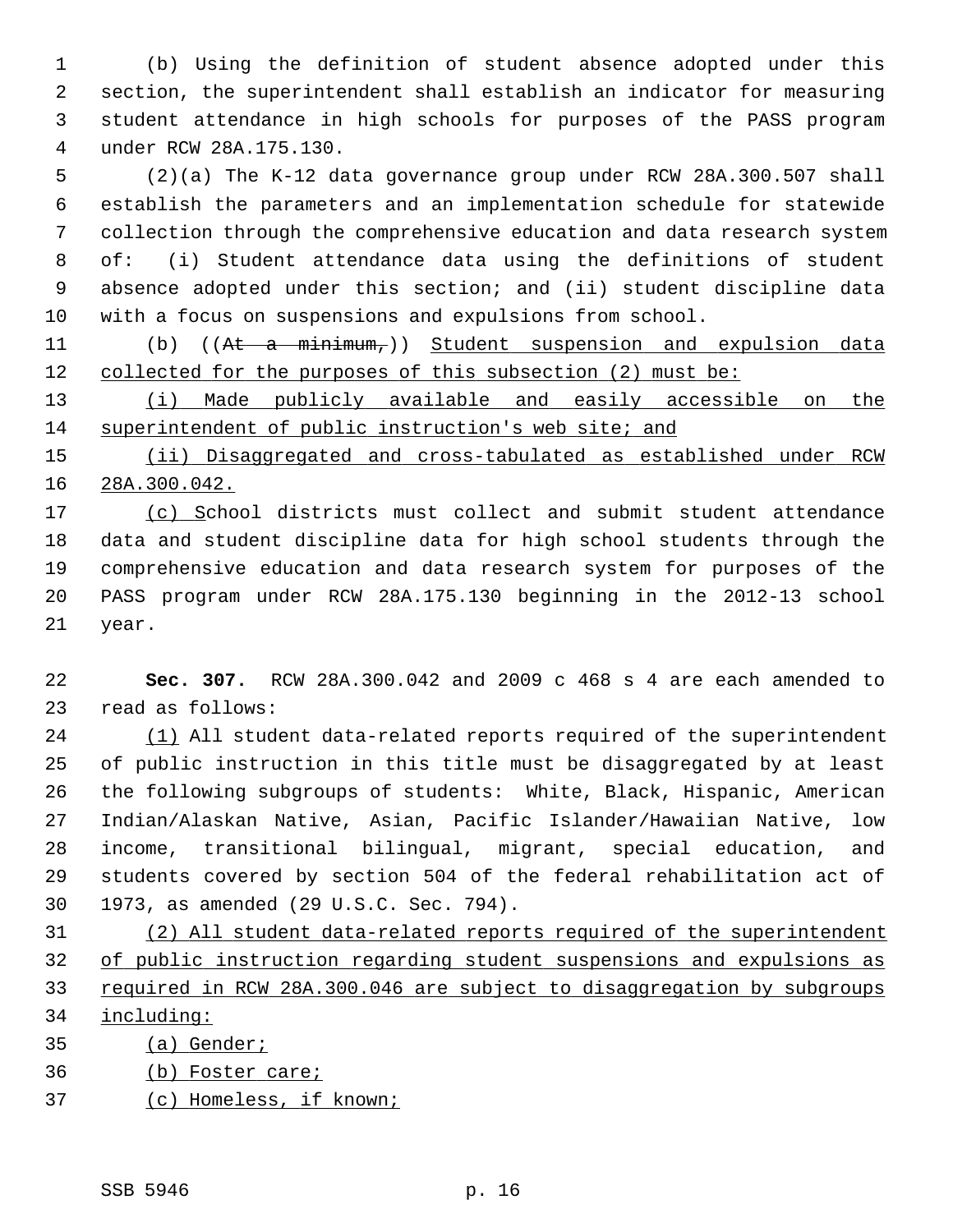(b) Using the definition of student absence adopted under this section, the superintendent shall establish an indicator for measuring student attendance in high schools for purposes of the PASS program under RCW 28A.175.130.

(2)(a) The K-12 data governance group under RCW 28A.300.507 shall establish the parameters and an implementation schedule for statewide collection through the comprehensive education and data research system of: (i) Student attendance data using the definitions of student absence adopted under this section; and (ii) student discipline data with a focus on suspensions and expulsions from school.

(b) ((~~At a minimum,~~)) <u>Student suspension and expulsion data collected for the purposes of this subsection (2) must be:</u>

<u>(i) Made publicly available and easily accessible on the superintendent of public instruction's web site; and</u>

<u>(ii) Disaggregated and cross-tabulated as established under RCW 28A.300.042.</u>

<u>(c) S</u>chool districts must collect and submit student attendance data and student discipline data for high school students through the comprehensive education and data research system for purposes of the PASS program under RCW 28A.175.130 beginning in the 2012-13 school year.

**Sec. 307.** RCW 28A.300.042 and 2009 c 468 s 4 are each amended to read as follows:

<u>(1)</u> All student data-related reports required of the superintendent of public instruction in this title must be disaggregated by at least the following subgroups of students: White, Black, Hispanic, American Indian/Alaskan Native, Asian, Pacific Islander/Hawaiian Native, low income, transitional bilingual, migrant, special education, and students covered by section 504 of the federal rehabilitation act of 1973, as amended (29 U.S.C. Sec. 794).

<u>(2) All student data-related reports required of the superintendent of public instruction regarding student suspensions and expulsions as required in RCW 28A.300.046 are subject to disaggregation by subgroups including:</u>

<u>(a) Gender;</u>

<u>(b) Foster care;</u>

<u>(c) Homeless, if known;</u>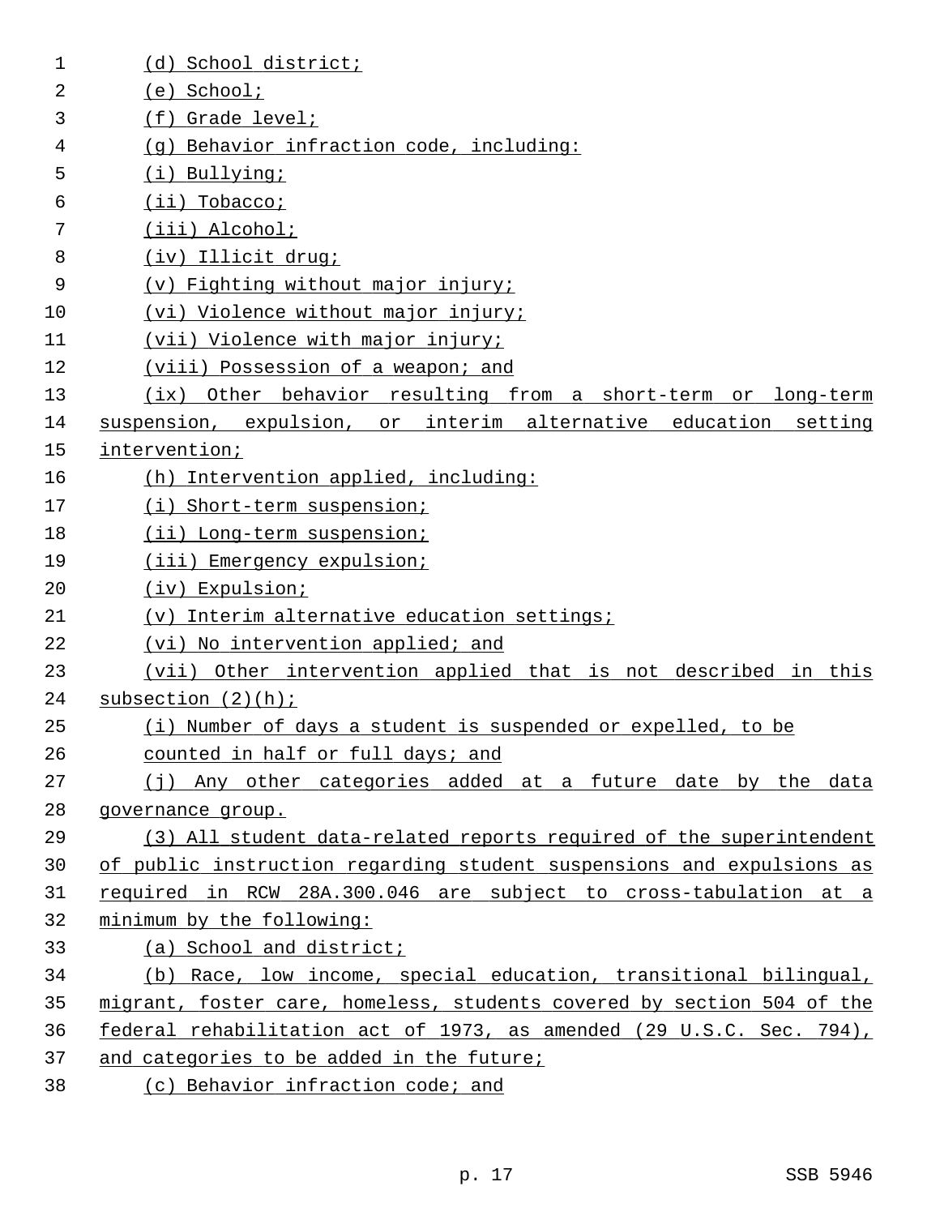(d) School district;

(e) School;

(f) Grade level;

(g) Behavior infraction code, including:

(i) Bullying;

(ii) Tobacco;

(iii) Alcohol;

(iv) Illicit drug;

(v) Fighting without major injury;

(vi) Violence without major injury;

(vii) Violence with major injury;

(viii) Possession of a weapon; and

(ix) Other behavior resulting from a short-term or long-term suspension, expulsion, or interim alternative education setting intervention;

(h) Intervention applied, including:

(i) Short-term suspension;

(ii) Long-term suspension;

(iii) Emergency expulsion;

(iv) Expulsion;

(v) Interim alternative education settings;

(vi) No intervention applied; and

(vii) Other intervention applied that is not described in this subsection (2)(h);

(i) Number of days a student is suspended or expelled, to be counted in half or full days; and

(j) Any other categories added at a future date by the data governance group.

(3) All student data-related reports required of the superintendent of public instruction regarding student suspensions and expulsions as required in RCW 28A.300.046 are subject to cross-tabulation at a minimum by the following:

(a) School and district;

(b) Race, low income, special education, transitional bilingual, migrant, foster care, homeless, students covered by section 504 of the federal rehabilitation act of 1973, as amended (29 U.S.C. Sec. 794), and categories to be added in the future;

(c) Behavior infraction code; and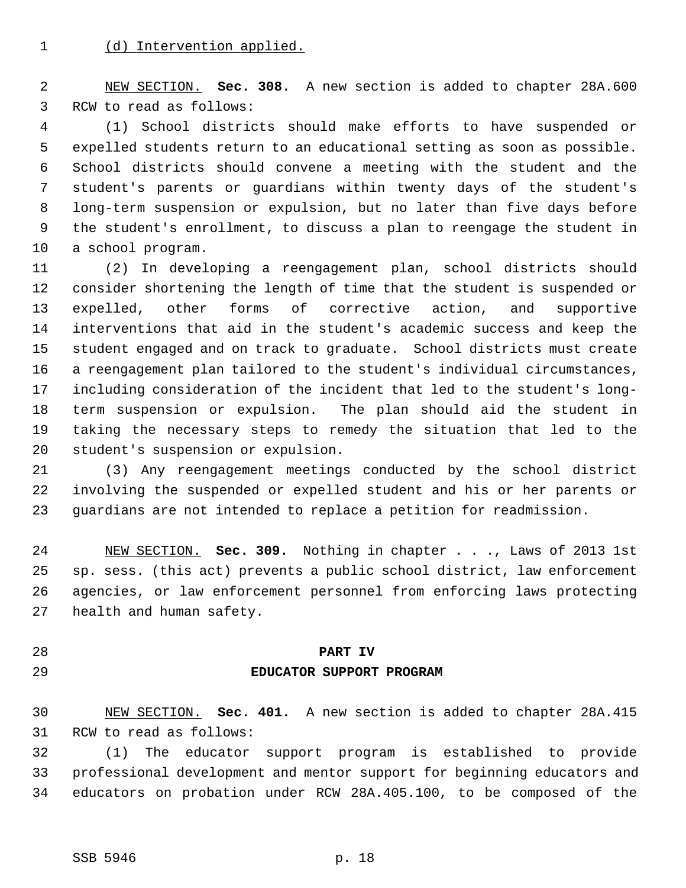(d) Intervention applied.

NEW SECTION. **Sec. 308.** A new section is added to chapter 28A.600 RCW to read as follows:

(1) School districts should make efforts to have suspended or expelled students return to an educational setting as soon as possible. School districts should convene a meeting with the student and the student's parents or guardians within twenty days of the student's long-term suspension or expulsion, but no later than five days before the student's enrollment, to discuss a plan to reengage the student in a school program.

(2) In developing a reengagement plan, school districts should consider shortening the length of time that the student is suspended or expelled, other forms of corrective action, and supportive interventions that aid in the student's academic success and keep the student engaged and on track to graduate. School districts must create a reengagement plan tailored to the student's individual circumstances, including consideration of the incident that led to the student's long-term suspension or expulsion. The plan should aid the student in taking the necessary steps to remedy the situation that led to the student's suspension or expulsion.

(3) Any reengagement meetings conducted by the school district involving the suspended or expelled student and his or her parents or guardians are not intended to replace a petition for readmission.

NEW SECTION. **Sec. 309.** Nothing in chapter . . ., Laws of 2013 1st sp. sess. (this act) prevents a public school district, law enforcement agencies, or law enforcement personnel from enforcing laws protecting health and human safety.

## PART IV
## EDUCATOR SUPPORT PROGRAM

NEW SECTION. **Sec. 401.** A new section is added to chapter 28A.415 RCW to read as follows:

(1) The educator support program is established to provide professional development and mentor support for beginning educators and educators on probation under RCW 28A.405.100, to be composed of the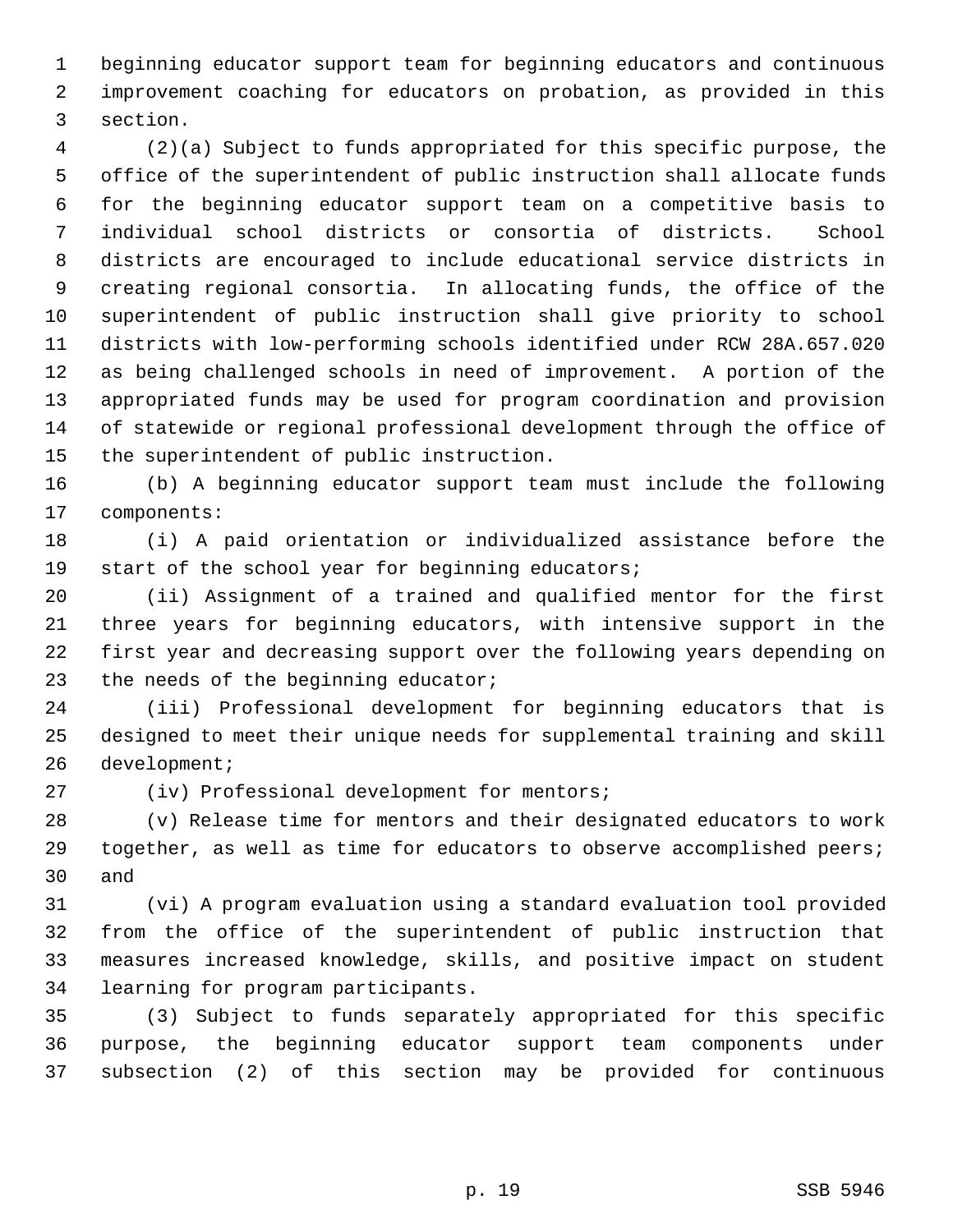beginning educator support team for beginning educators and continuous improvement coaching for educators on probation, as provided in this section.

(2)(a) Subject to funds appropriated for this specific purpose, the office of the superintendent of public instruction shall allocate funds for the beginning educator support team on a competitive basis to individual school districts or consortia of districts. School districts are encouraged to include educational service districts in creating regional consortia. In allocating funds, the office of the superintendent of public instruction shall give priority to school districts with low-performing schools identified under RCW 28A.657.020 as being challenged schools in need of improvement. A portion of the appropriated funds may be used for program coordination and provision of statewide or regional professional development through the office of the superintendent of public instruction.

(b) A beginning educator support team must include the following components:

(i) A paid orientation or individualized assistance before the start of the school year for beginning educators;

(ii) Assignment of a trained and qualified mentor for the first three years for beginning educators, with intensive support in the first year and decreasing support over the following years depending on the needs of the beginning educator;

(iii) Professional development for beginning educators that is designed to meet their unique needs for supplemental training and skill development;

(iv) Professional development for mentors;

(v) Release time for mentors and their designated educators to work together, as well as time for educators to observe accomplished peers; and

(vi) A program evaluation using a standard evaluation tool provided from the office of the superintendent of public instruction that measures increased knowledge, skills, and positive impact on student learning for program participants.

(3) Subject to funds separately appropriated for this specific purpose, the beginning educator support team components under subsection (2) of this section may be provided for continuous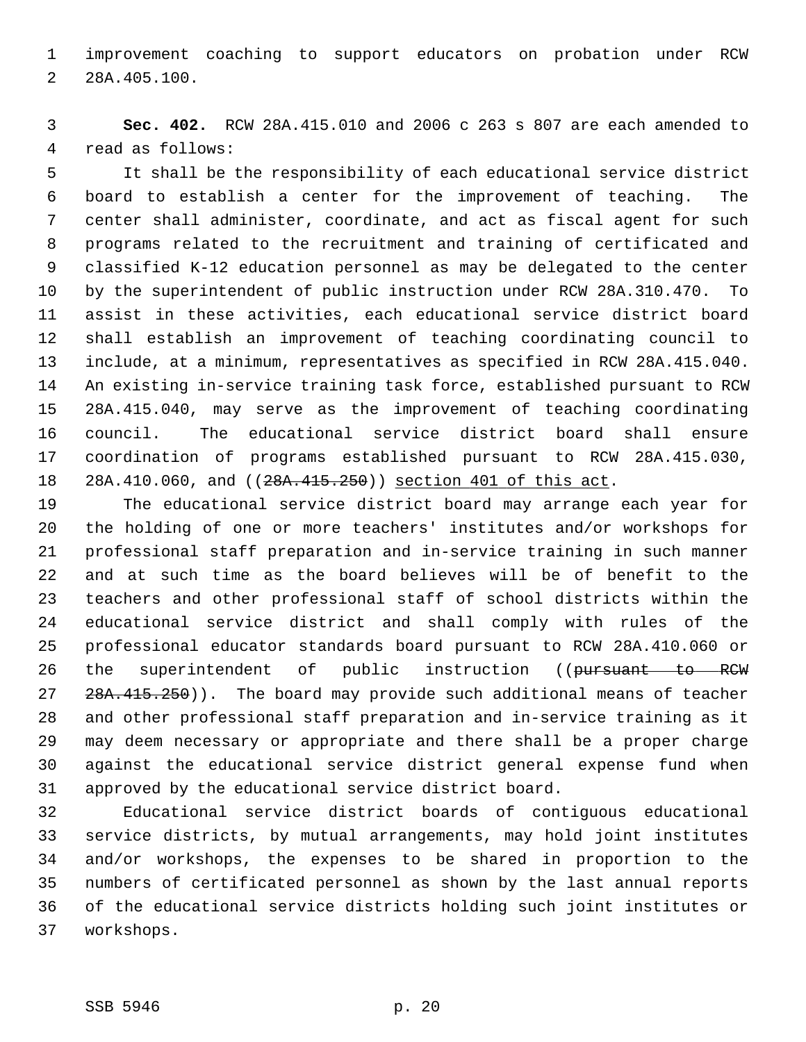improvement coaching to support educators on probation under RCW 28A.405.100.

**Sec. 402.** RCW 28A.415.010 and 2006 c 263 s 807 are each amended to read as follows:

It shall be the responsibility of each educational service district board to establish a center for the improvement of teaching. The center shall administer, coordinate, and act as fiscal agent for such programs related to the recruitment and training of certificated and classified K-12 education personnel as may be delegated to the center by the superintendent of public instruction under RCW 28A.310.470. To assist in these activities, each educational service district board shall establish an improvement of teaching coordinating council to include, at a minimum, representatives as specified in RCW 28A.415.040. An existing in-service training task force, established pursuant to RCW 28A.415.040, may serve as the improvement of teaching coordinating council. The educational service district board shall ensure coordination of programs established pursuant to RCW 28A.415.030, 28A.410.060, and ((~~28A.415.250~~)) <u>section 401 of this act</u>.

The educational service district board may arrange each year for the holding of one or more teachers' institutes and/or workshops for professional staff preparation and in-service training in such manner and at such time as the board believes will be of benefit to the teachers and other professional staff of school districts within the educational service district and shall comply with rules of the professional educator standards board pursuant to RCW 28A.410.060 or the superintendent of public instruction ((~~pursuant to RCW 28A.415.250~~)). The board may provide such additional means of teacher and other professional staff preparation and in-service training as it may deem necessary or appropriate and there shall be a proper charge against the educational service district general expense fund when approved by the educational service district board.

Educational service district boards of contiguous educational service districts, by mutual arrangements, may hold joint institutes and/or workshops, the expenses to be shared in proportion to the numbers of certificated personnel as shown by the last annual reports of the educational service districts holding such joint institutes or workshops.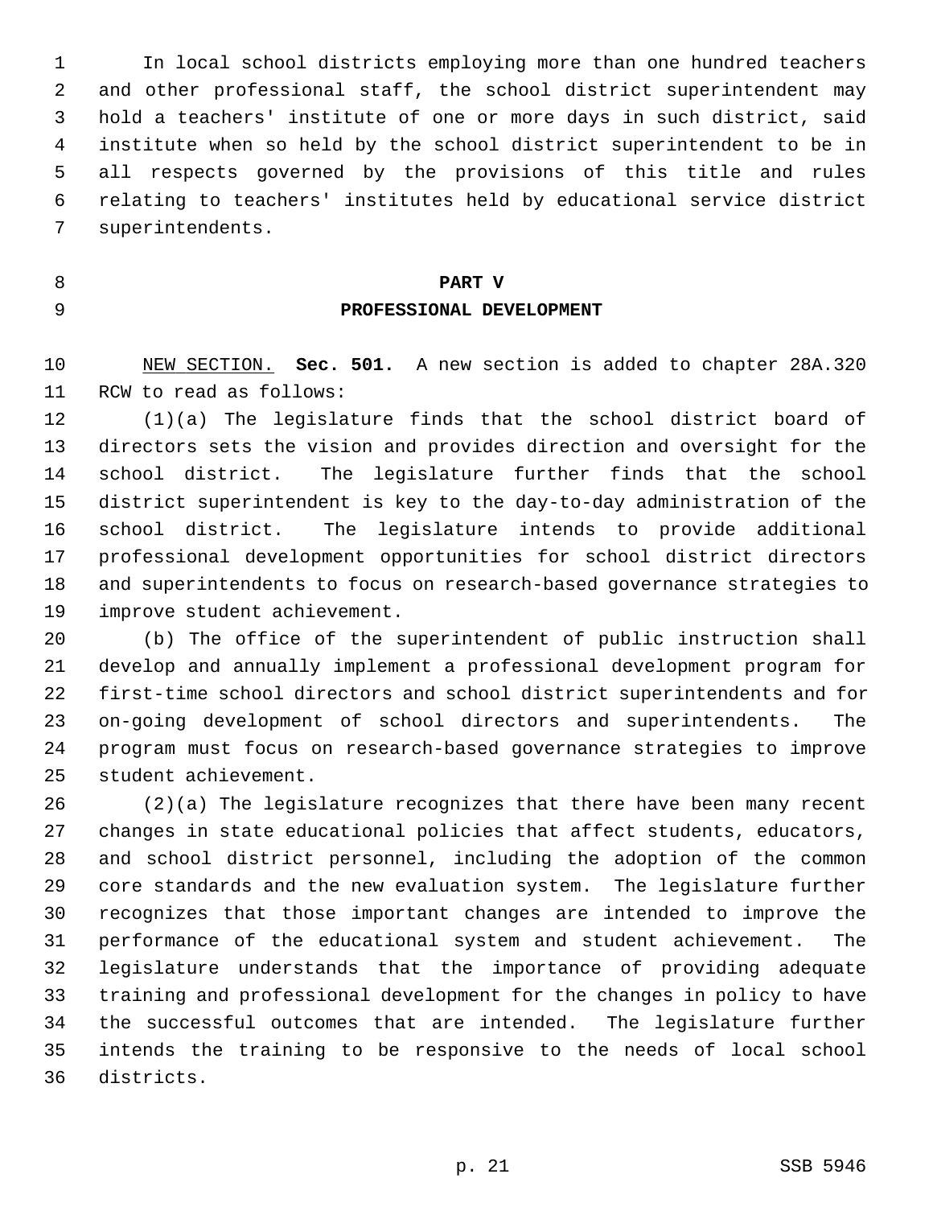In local school districts employing more than one hundred teachers and other professional staff, the school district superintendent may hold a teachers' institute of one or more days in such district, said institute when so held by the school district superintendent to be in all respects governed by the provisions of this title and rules relating to teachers' institutes held by educational service district superintendents.

## PART V
## PROFESSIONAL DEVELOPMENT

NEW SECTION. **Sec. 501.** A new section is added to chapter 28A.320 RCW to read as follows:

(1)(a) The legislature finds that the school district board of directors sets the vision and provides direction and oversight for the school district. The legislature further finds that the school district superintendent is key to the day-to-day administration of the school district. The legislature intends to provide additional professional development opportunities for school district directors and superintendents to focus on research-based governance strategies to improve student achievement.

(b) The office of the superintendent of public instruction shall develop and annually implement a professional development program for first-time school directors and school district superintendents and for on-going development of school directors and superintendents. The program must focus on research-based governance strategies to improve student achievement.

(2)(a) The legislature recognizes that there have been many recent changes in state educational policies that affect students, educators, and school district personnel, including the adoption of the common core standards and the new evaluation system. The legislature further recognizes that those important changes are intended to improve the performance of the educational system and student achievement. The legislature understands that the importance of providing adequate training and professional development for the changes in policy to have the successful outcomes that are intended. The legislature further intends the training to be responsive to the needs of local school districts.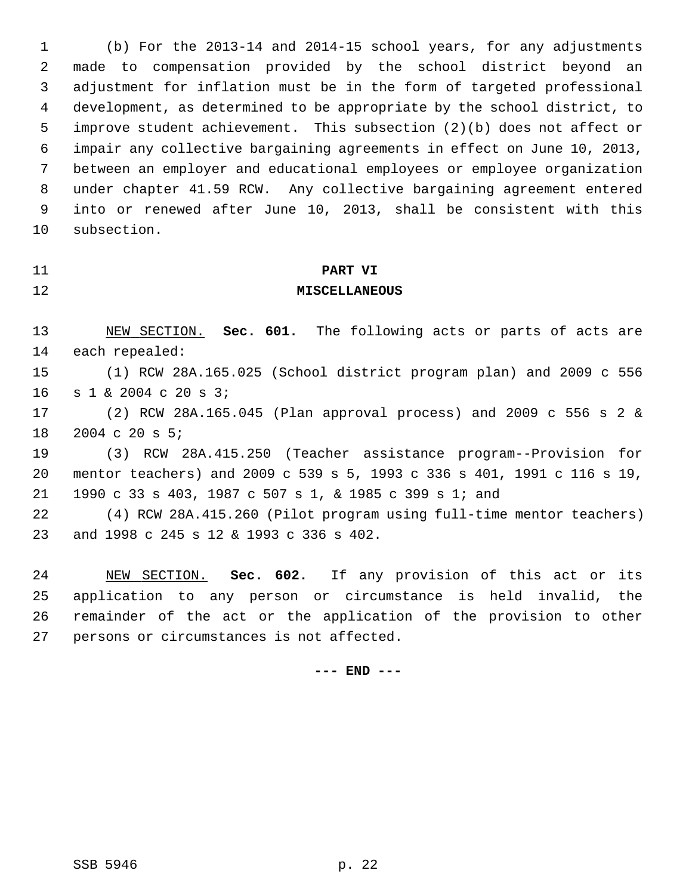(b) For the 2013-14 and 2014-15 school years, for any adjustments made to compensation provided by the school district beyond an adjustment for inflation must be in the form of targeted professional development, as determined to be appropriate by the school district, to improve student achievement. This subsection (2)(b) does not affect or impair any collective bargaining agreements in effect on June 10, 2013, between an employer and educational employees or employee organization under chapter 41.59 RCW. Any collective bargaining agreement entered into or renewed after June 10, 2013, shall be consistent with this subsection.

## PART VI
## MISCELLANEOUS

NEW SECTION. **Sec. 601.** The following acts or parts of acts are each repealed:

(1) RCW 28A.165.025 (School district program plan) and 2009 c 556 s 1 & 2004 c 20 s 3;

(2) RCW 28A.165.045 (Plan approval process) and 2009 c 556 s 2 & 2004 c 20 s 5;

(3) RCW 28A.415.250 (Teacher assistance program--Provision for mentor teachers) and 2009 c 539 s 5, 1993 c 336 s 401, 1991 c 116 s 19, 1990 c 33 s 403, 1987 c 507 s 1, & 1985 c 399 s 1; and

(4) RCW 28A.415.260 (Pilot program using full-time mentor teachers) and 1998 c 245 s 12 & 1993 c 336 s 402.

NEW SECTION. **Sec. 602.** If any provision of this act or its application to any person or circumstance is held invalid, the remainder of the act or the application of the provision to other persons or circumstances is not affected.

**--- END ---**